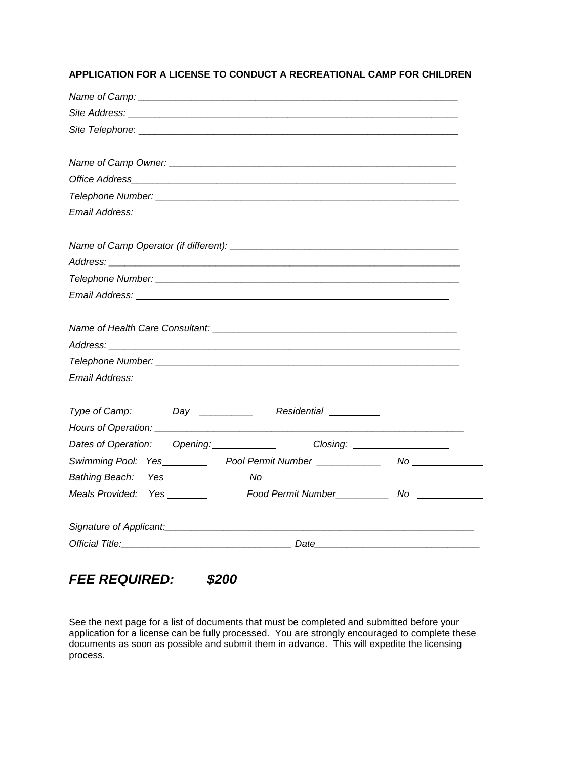**APPLICATION FOR A LICENSE TO CONDUCT A RECREATIONAL CAMP FOR CHILDREN**

*Name of Camp:* ___________________________________________________________

*Site Address:* ___________________________________________________________

*Site Telephone*: ___________________________________________________________

*Name of Camp Owner:* ______________________________________________________

*Office Address*___________________________________________________________

*Telephone Number:* ________________________________________________________

*Email Address:* ___________________________________________________________

*Name of Camp Operator (if different):* ________________________________________

*Address:* _______________________________________________________________

*Telephone Number:* ________________________________________________________

*Email Address:* ___________________________________________________________

*Name of Health Care Consultant:* ____________________________________________

*Address:* _______________________________________________________________

*Telephone Number:* ________________________________________________________

*Email Address:* ___________________________________________________________

*Type of Camp:* *Day* __________ *Residential* __________

*Hours of Operation:* _______________________________________________________

*Dates of Operation:* *Opening:*____________ *Closing:* __________________

*Swimming Pool:* *Yes*________ *Pool Permit Number* ____________ *No* _____________

*Bathing Beach:* *Yes* ________ *No* _________

*Meals Provided:* *Yes* _______ *Food Permit Number*__________ *No* _____________

*Signature of Applicant:*_____________________________________________________

*Official Title:*_______________________________ *Date*______________________________

## ***FEE REQUIRED: $200***

See the next page for a list of documents that must be completed and submitted before your application for a license can be fully processed. You are strongly encouraged to complete these documents as soon as possible and submit them in advance. This will expedite the licensing process.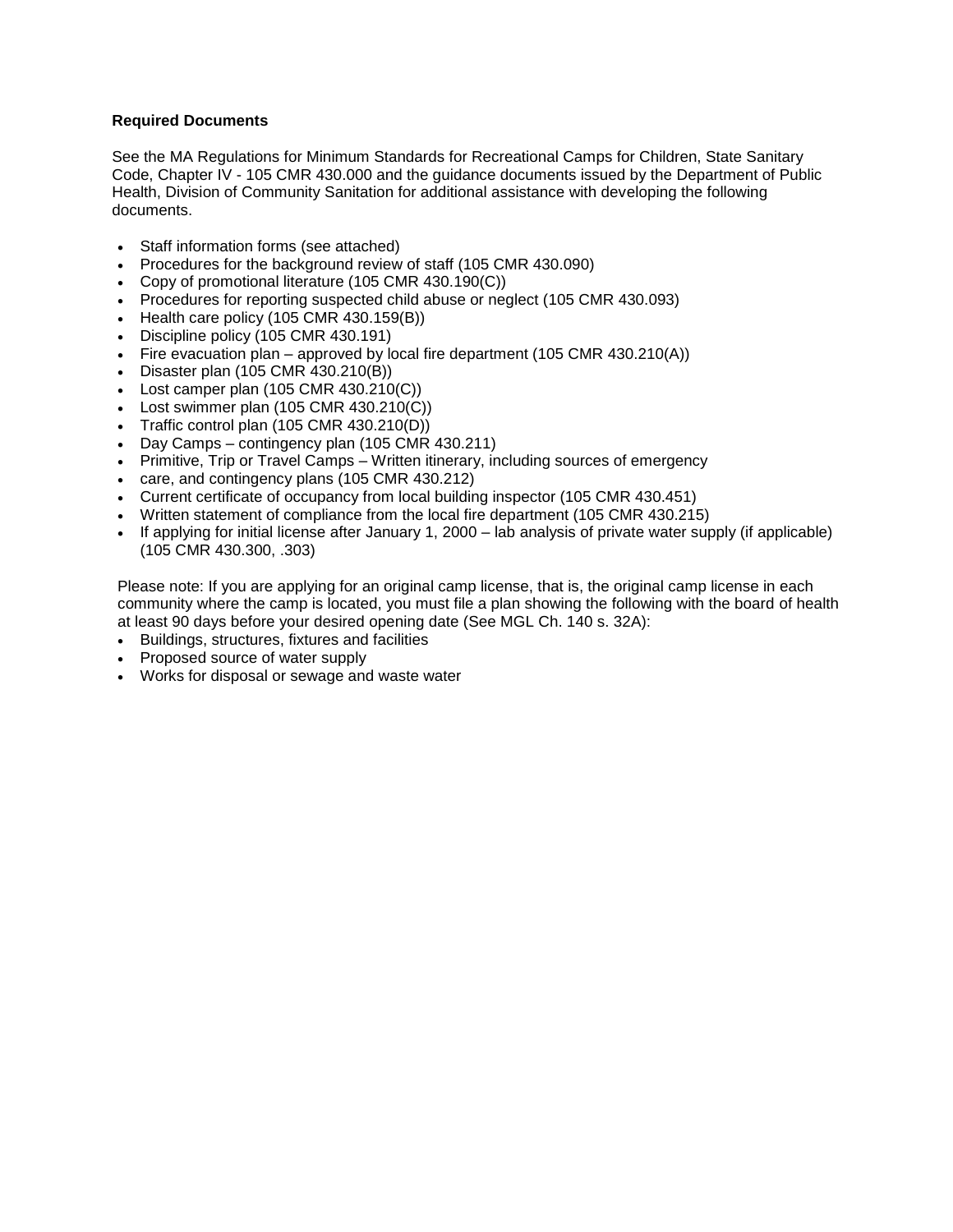**Required Documents**

See the MA Regulations for Minimum Standards for Recreational Camps for Children, State Sanitary Code, Chapter IV - 105 CMR 430.000 and the guidance documents issued by the Department of Public Health, Division of Community Sanitation for additional assistance with developing the following documents.

- Staff information forms (see attached)
- Procedures for the background review of staff (105 CMR 430.090)
- Copy of promotional literature (105 CMR 430.190(C))
- Procedures for reporting suspected child abuse or neglect (105 CMR 430.093)
- Health care policy (105 CMR 430.159(B))
- Discipline policy (105 CMR 430.191)
- Fire evacuation plan – approved by local fire department (105 CMR 430.210(A))
- Disaster plan (105 CMR 430.210(B))
- Lost camper plan (105 CMR 430.210(C))
- Lost swimmer plan (105 CMR 430.210(C))
- Traffic control plan (105 CMR 430.210(D))
- Day Camps – contingency plan (105 CMR 430.211)
- Primitive, Trip or Travel Camps – Written itinerary, including sources of emergency
- care, and contingency plans (105 CMR 430.212)
- Current certificate of occupancy from local building inspector (105 CMR 430.451)
- Written statement of compliance from the local fire department (105 CMR 430.215)
- If applying for initial license after January 1, 2000 – lab analysis of private water supply (if applicable) (105 CMR 430.300, .303)

Please note: If you are applying for an original camp license, that is, the original camp license in each community where the camp is located, you must file a plan showing the following with the board of health at least 90 days before your desired opening date (See MGL Ch. 140 s. 32A):

- Buildings, structures, fixtures and facilities
- Proposed source of water supply
- Works for disposal or sewage and waste water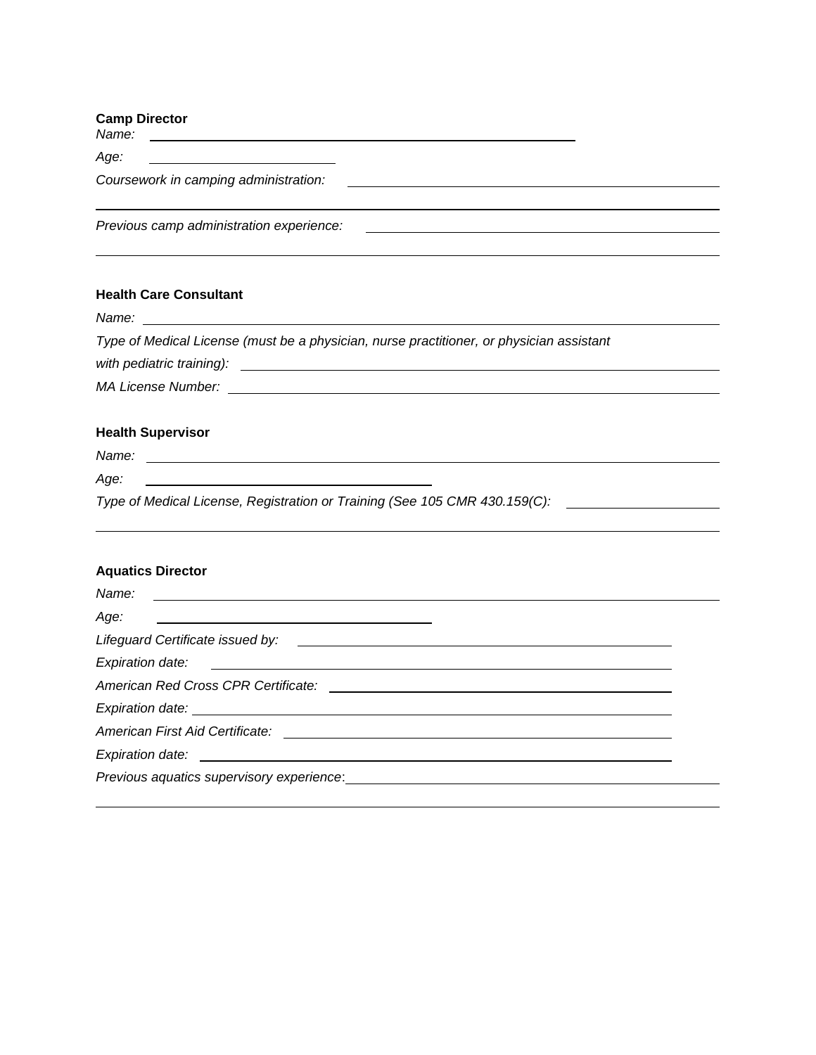**Camp Director**

*Name:* ______________________________________________

*Age:* ____________________

*Coursework in camping administration:* ______________________________________________

______________________________________________

*Previous camp administration experience:* ______________________________________________

______________________________________________

**Health Care Consultant**

*Name:* ______________________________________________

*Type of Medical License (must be a physician, nurse practitioner, or physician assistant with pediatric training):* ______________________________________________

*MA License Number:* ______________________________________________

**Health Supervisor**

*Name:* ______________________________________________

*Age:* ______________________________

*Type of Medical License, Registration or Training (See 105 CMR 430.159(C):* ____________________

______________________________________________

**Aquatics Director**

*Name:* ______________________________________________

*Age:* ______________________________

*Lifeguard Certificate issued by:* ______________________________________________

*Expiration date:* ______________________________________________

*American Red Cross CPR Certificate:* ______________________________________________

*Expiration date:* ______________________________________________

*American First Aid Certificate:* ______________________________________________

*Expiration date:* ______________________________________________

*Previous aquatics supervisory experience*: ______________________________________________

______________________________________________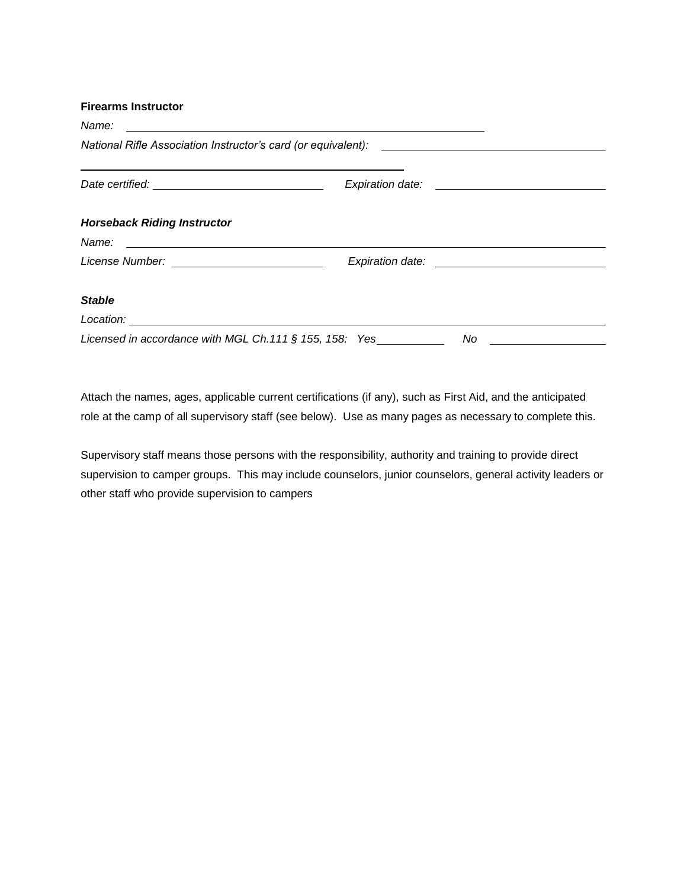**Firearms Instructor**

*Name:* ______________________________________________

*National Rifle Association Instructor's card (or equivalent):* ______________________________
________________________________________

*Date certified:* ______________________ *Expiration date:* ______________________

***Horseback Riding Instructor***

*Name:* ______________________________________________

*License Number:* ____________________ *Expiration date:* ______________________

***Stable***

*Location:* ______________________________________________

*Licensed in accordance with MGL Ch.111 § 155, 158: Yes* __________ *No* ______________

Attach the names, ages, applicable current certifications (if any), such as First Aid, and the anticipated role at the camp of all supervisory staff (see below). Use as many pages as necessary to complete this.

Supervisory staff means those persons with the responsibility, authority and training to provide direct supervision to camper groups. This may include counselors, junior counselors, general activity leaders or other staff who provide supervision to campers